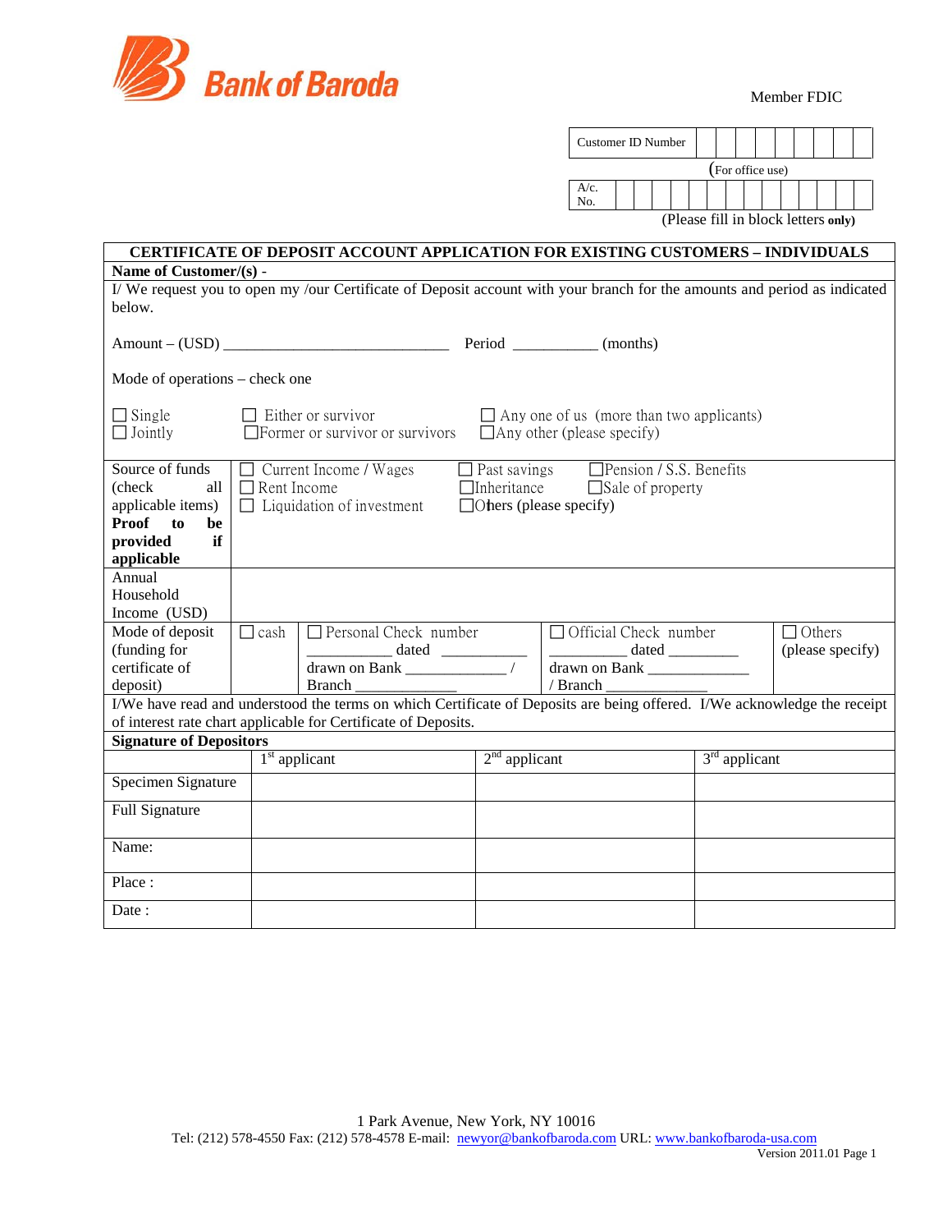Bank of Baroda

Member FDIC

| Customer ID Number | | | | | | | | | |
|---|---|---|---|---|---|---|---|---|---|

(For office use)

| A/c. No. | | | | | | | | | | | | | |
|---|---|---|---|---|---|---|---|---|---|---|---|---|---|

(Please fill in block letters **only**)

## CERTIFICATE OF DEPOSIT ACCOUNT APPLICATION FOR EXISTING CUSTOMERS – INDIVIDUALS

**Name of Customer/(s) -**

I/ We request you to open my /our Certificate of Deposit account with your branch for the amounts and period as indicated below.

Amount – (USD) ____________________________ Period __________ (months)

Mode of operations – check one

☐ Single ☐ Either or survivor ☐ Any one of us (more than two applicants)
☐ Jointly ☐ Former or survivor or survivors ☐ Any other (please specify)

| | | | | |
|---|---|---|---|---|
| Source of funds (check all applicable items) **Proof to be provided if applicable** | ☐ Current Income / Wages ☐ Rent Income ☐ Liquidation of investment | ☐ Past savings ☐ Inheritance ☐ Others (please specify) | ☐ Pension / S.S. Benefits ☐ Sale of property | |
| Annual Household Income (USD) | | | | |
| Mode of deposit (funding for certificate of deposit) | ☐ cash | ☐ Personal Check number __________ dated __________ drawn on Bank ____________ / Branch __________ | ☐ Official Check number __________ dated ________ drawn on Bank ____________ / Branch ____________ | ☐ Others (please specify) |

I/We have read and understood the terms on which Certificate of Deposits are being offered. I/We acknowledge the receipt of interest rate chart applicable for Certificate of Deposits.

**Signature of Depositors**

| | 1st applicant | 2nd applicant | 3rd applicant |
|---|---|---|---|
| Specimen Signature | | | |
| Full Signature | | | |
| Name: | | | |
| Place : | | | |
| Date : | | | |

1 Park Avenue, New York, NY 10016
Tel: (212) 578-4550 Fax: (212) 578-4578 E-mail: newyor@bankofbaroda.com URL: www.bankofbaroda-usa.com
Version 2011.01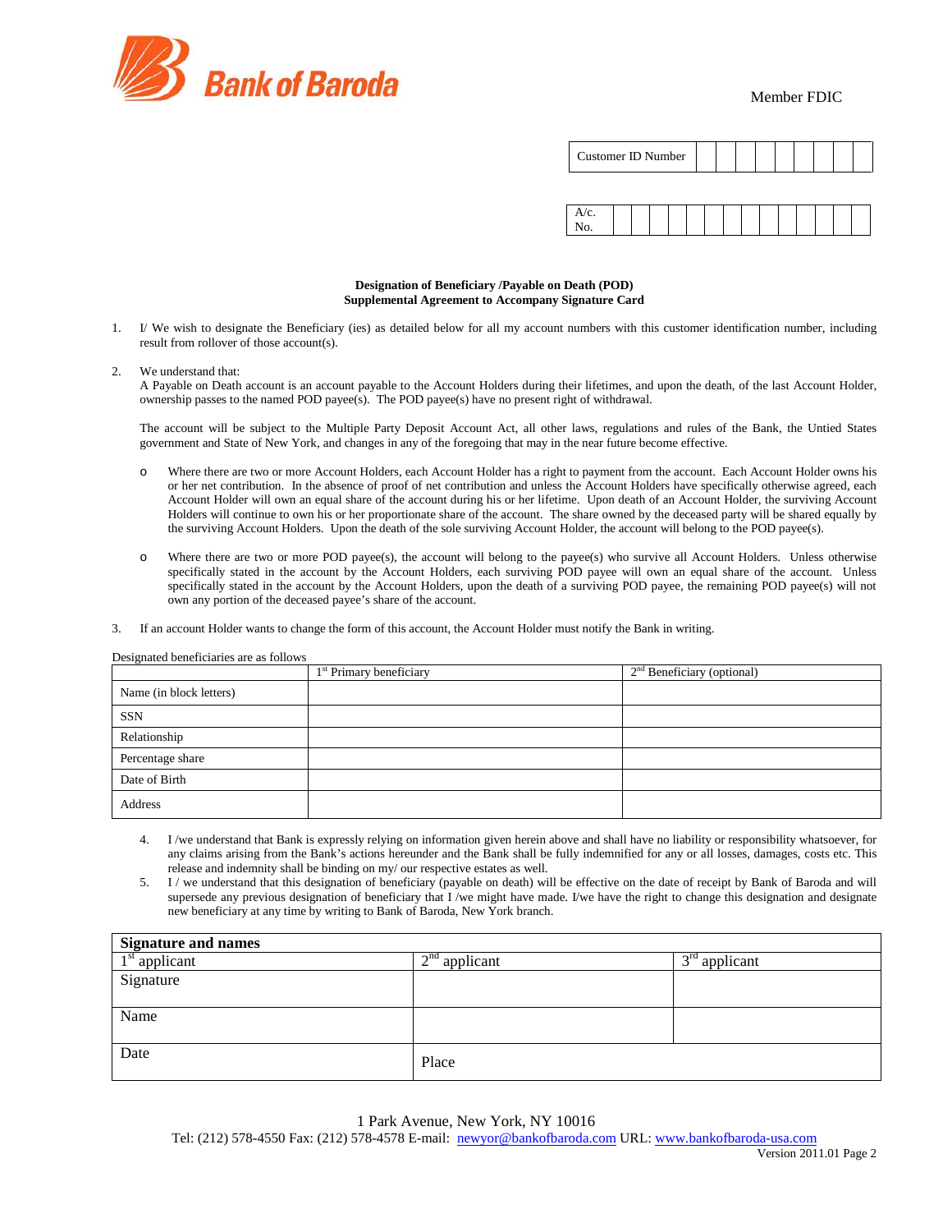Bank of Baroda

Member FDIC

| Customer ID Number | | | | | | | | | |
|---|---|---|---|---|---|---|---|---|---|

| A/c. No. | | | | | | | | | | | | | | |
|---|---|---|---|---|---|---|---|---|---|---|---|---|---|---|

**Designation of Beneficiary /Payable on Death (POD)**
**Supplemental Agreement to Accompany Signature Card**

1. I/ We wish to designate the Beneficiary (ies) as detailed below for all my account numbers with this customer identification number, including result from rollover of those account(s).

2. We understand that:
   A Payable on Death account is an account payable to the Account Holders during their lifetimes, and upon the death, of the last Account Holder, ownership passes to the named POD payee(s). The POD payee(s) have no present right of withdrawal.

   The account will be subject to the Multiple Party Deposit Account Act, all other laws, regulations and rules of the Bank, the Untied States government and State of New York, and changes in any of the foregoing that may in the near future become effective.

   - Where there are two or more Account Holders, each Account Holder has a right to payment from the account. Each Account Holder owns his or her net contribution. In the absence of proof of net contribution and unless the Account Holders have specifically otherwise agreed, each Account Holder will own an equal share of the account during his or her lifetime. Upon death of an Account Holder, the surviving Account Holders will continue to own his or her proportionate share of the account. The share owned by the deceased party will be shared equally by the surviving Account Holders. Upon the death of the sole surviving Account Holder, the account will belong to the POD payee(s).

   - Where there are two or more POD payee(s), the account will belong to the payee(s) who survive all Account Holders. Unless otherwise specifically stated in the account by the Account Holders, each surviving POD payee will own an equal share of the account. Unless specifically stated in the account by the Account Holders, upon the death of a surviving POD payee, the remaining POD payee(s) will not own any portion of the deceased payee's share of the account.

3. If an account Holder wants to change the form of this account, the Account Holder must notify the Bank in writing.

Designated beneficiaries are as follows

| | 1st Primary beneficiary | 2nd Beneficiary (optional) |
|---|---|---|
| Name (in block letters) | | |
| SSN | | |
| Relationship | | |
| Percentage share | | |
| Date of Birth | | |
| Address | | |

4. I /we understand that Bank is expressly relying on information given herein above and shall have no liability or responsibility whatsoever, for any claims arising from the Bank's actions hereunder and the Bank shall be fully indemnified for any or all losses, damages, costs etc. This release and indemnity shall be binding on my/ our respective estates as well.
5. I / we understand that this designation of beneficiary (payable on death) will be effective on the date of receipt by Bank of Baroda and will supersede any previous designation of beneficiary that I /we might have made. I/we have the right to change this designation and designate new beneficiary at any time by writing to Bank of Baroda, New York branch.

| **Signature and names** | | |
|---|---|---|
| 1st applicant | 2nd applicant | 3rd applicant |
| Signature | | |
| Name | | |
| Date | Place | |

1 Park Avenue, New York, NY 10016
Tel: (212) 578-4550 Fax: (212) 578-4578 E-mail: newyor@bankofbaroda.com URL: www.bankofbaroda-usa.com
Version 2011.01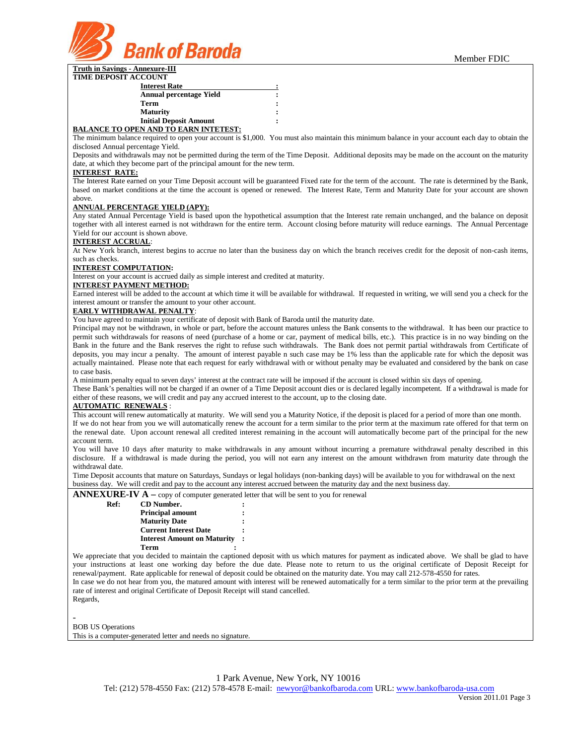Bank of Baroda

Member FDIC

**Truth in Savings - Annexure-III**

**TIME DEPOSIT ACCOUNT**

| | |
|---|---|
| **Interest Rate** | : |
| **Annual percentage Yield** | : |
| **Term** | : |
| **Maturity** | : |
| **Initial Deposit Amount** | : |

**BALANCE TO OPEN AND TO EARN INTETEST:**

The minimum balance required to open your account is $1,000. You must also maintain this minimum balance in your account each day to obtain the disclosed Annual percentage Yield.

Deposits and withdrawals may not be permitted during the term of the Time Deposit. Additional deposits may be made on the account on the maturity date, at which they become part of the principal amount for the new term.

**INTEREST RATE:**

The Interest Rate earned on your Time Deposit account will be guaranteed Fixed rate for the term of the account. The rate is determined by the Bank, based on market conditions at the time the account is opened or renewed. The Interest Rate, Term and Maturity Date for your account are shown above.

**ANNUAL PERCENTAGE YIELD (APY):**

Any stated Annual Percentage Yield is based upon the hypothetical assumption that the Interest rate remain unchanged, and the balance on deposit together with all interest earned is not withdrawn for the entire term. Account closing before maturity will reduce earnings. The Annual Percentage Yield for our account is shown above.

**INTEREST ACCRUAL**:

At New York branch, interest begins to accrue no later than the business day on which the branch receives credit for the deposit of non-cash items, such as checks.

**INTEREST COMPUTATION:**

Interest on your account is accrued daily as simple interest and credited at maturity.

**INTEREST PAYMENT METHOD:**

Earned interest will be added to the account at which time it will be available for withdrawal. If requested in writing, we will send you a check for the interest amount or transfer the amount to your other account.

**EARLY WITHDRAWAL PENALTY**:

You have agreed to maintain your certificate of deposit with Bank of Baroda until the maturity date.

Principal may not be withdrawn, in whole or part, before the account matures unless the Bank consents to the withdrawal. It has been our practice to permit such withdrawals for reasons of need (purchase of a home or car, payment of medical bills, etc.). This practice is in no way binding on the Bank in the future and the Bank reserves the right to refuse such withdrawals. The Bank does not permit partial withdrawals from Certificate of deposits, you may incur a penalty. The amount of interest payable n such case may be 1% less than the applicable rate for which the deposit was actually maintained. Please note that each request for early withdrawal with or without penalty may be evaluated and considered by the bank on case to case basis.

A minimum penalty equal to seven days' interest at the contract rate will be imposed if the account is closed within six days of opening.

These Bank's penalties will not be charged if an owner of a Time Deposit account dies or is declared legally incompetent. If a withdrawal is made for either of these reasons, we will credit and pay any accrued interest to the account, up to the closing date.

**AUTOMATIC RENEWALS** :

This account will renew automatically at maturity. We will send you a Maturity Notice, if the deposit is placed for a period of more than one month.

If we do not hear from you we will automatically renew the account for a term similar to the prior term at the maximum rate offered for that term on the renewal date. Upon account renewal all credited interest remaining in the account will automatically become part of the principal for the new account term.

You will have 10 days after maturity to make withdrawals in any amount without incurring a premature withdrawal penalty described in this disclosure. If a withdrawal is made during the period, you will not earn any interest on the amount withdrawn from maturity date through the withdrawal date.

Time Deposit accounts that mature on Saturdays, Sundays or legal holidays (non-banking days) will be available to you for withdrawal on the next business day. We will credit and pay to the account any interest accrued between the maturity day and the next business day.

**ANNEXURE-IV A –** copy of computer generated letter that will be sent to you for renewal

| | | |
|---|---|---|
| **Ref:** | **CD Number.** | : |
| | **Principal amount** | : |
| | **Maturity Date** | : |
| | **Current Interest Date** | : |
| | **Interest Amount on Maturity** | : |
| | **Term** | : |

We appreciate that you decided to place the captioned deposit with us which matures for payment as indicated above. We shall be glad to have your instructions at least one working day before the due date. Please note to return to us the original certificate of Deposit Receipt for renewal/payment. Rate applicable for renewal of deposit could be obtained on the maturity date. You may call 212-578-4550 for rates.

In case we do not hear from you, the matured amount with interest will be renewed automatically for a term similar to the prior term at the prevailing rate of interest and original Certificate of Deposit Receipt will stand cancelled.

Regards,

-

BOB US Operations

This is a computer-generated letter and needs no signature.

1 Park Avenue, New York, NY 10016

Tel: (212) 578-4550 Fax: (212) 578-4578 E-mail: newyor@bankofbaroda.com URL: www.bankofbaroda-usa.com

Version 2011.01